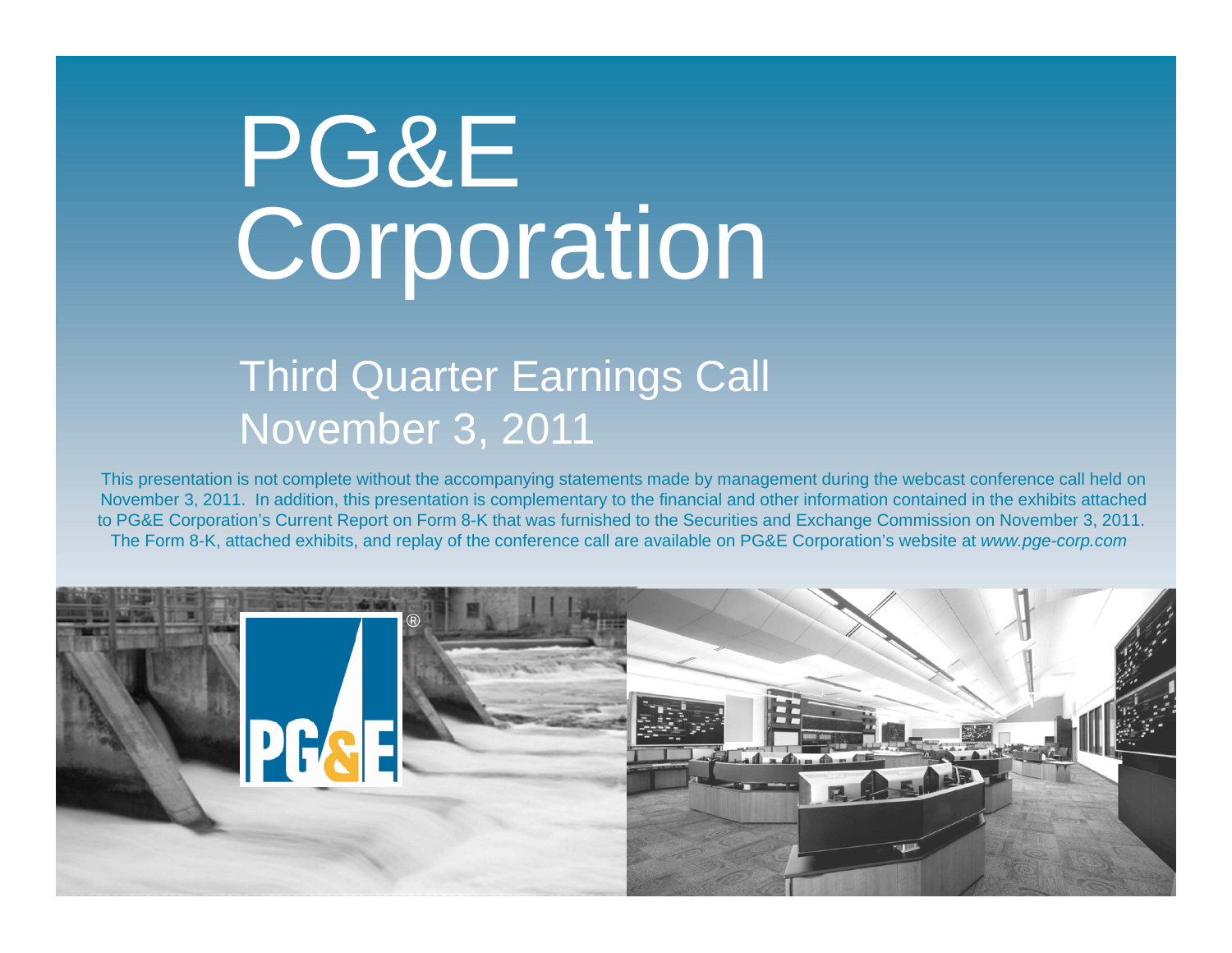# PG&E Corporation

## Third Quarter Earnings Call
## November 3, 2011

This presentation is not complete without the accompanying statements made by management during the webcast conference call held on November 3, 2011. In addition, this presentation is complementary to the financial and other information contained in the exhibits attached to PG&E Corporation's Current Report on Form 8-K that was furnished to the Securities and Exchange Commission on November 3, 2011. The Form 8-K, attached exhibits, and replay of the conference call are available on PG&E Corporation's website at *www.pge-corp.com*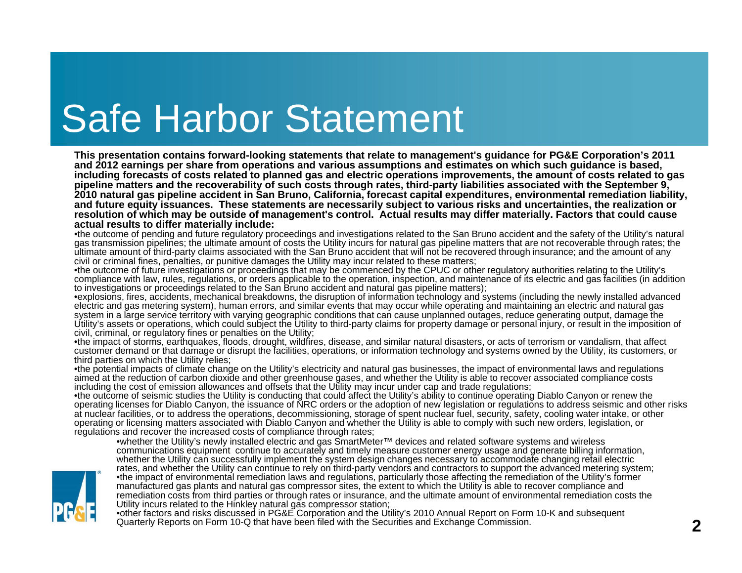# Safe Harbor Statement

**This presentation contains forward-looking statements that relate to management's guidance for PG&E Corporation's 2011 and 2012 earnings per share from operations and various assumptions and estimates on which such guidance is based, including forecasts of costs related to planned gas and electric operations improvements, the amount of costs related to gas pipeline matters and the recoverability of such costs through rates, third-party liabilities associated with the September 9, 2010 natural gas pipeline accident in San Bruno, California, forecast capital expenditures, environmental remediation liability, and future equity issuances. These statements are necessarily subject to various risks and uncertainties, the realization or resolution of which may be outside of management's control. Actual results may differ materially. Factors that could cause actual results to differ materially include:**

- the outcome of pending and future regulatory proceedings and investigations related to the San Bruno accident and the safety of the Utility's natural gas transmission pipelines; the ultimate amount of costs the Utility incurs for natural gas pipeline matters that are not recoverable through rates; the ultimate amount of third-party claims associated with the San Bruno accident that will not be recovered through insurance; and the amount of any civil or criminal fines, penalties, or punitive damages the Utility may incur related to these matters;
- the outcome of future investigations or proceedings that may be commenced by the CPUC or other regulatory authorities relating to the Utility's compliance with law, rules, regulations, or orders applicable to the operation, inspection, and maintenance of its electric and gas facilities (in addition to investigations or proceedings related to the San Bruno accident and natural gas pipeline matters);
- explosions, fires, accidents, mechanical breakdowns, the disruption of information technology and systems (including the newly installed advanced electric and gas metering system), human errors, and similar events that may occur while operating and maintaining an electric and natural gas system in a large service territory with varying geographic conditions that can cause unplanned outages, reduce generating output, damage the Utility's assets or operations, which could subject the Utility to third-party claims for property damage or personal injury, or result in the imposition of civil, criminal, or regulatory fines or penalties on the Utility;
- the impact of storms, earthquakes, floods, drought, wildfires, disease, and similar natural disasters, or acts of terrorism or vandalism, that affect customer demand or that damage or disrupt the facilities, operations, or information technology and systems owned by the Utility, its customers, or third parties on which the Utility relies;
- the potential impacts of climate change on the Utility's electricity and natural gas businesses, the impact of environmental laws and regulations aimed at the reduction of carbon dioxide and other greenhouse gases, and whether the Utility is able to recover associated compliance costs including the cost of emission allowances and offsets that the Utility may incur under cap and trade regulations;
- the outcome of seismic studies the Utility is conducting that could affect the Utility's ability to continue operating Diablo Canyon or renew the operating licenses for Diablo Canyon, the issuance of NRC orders or the adoption of new legislation or regulations to address seismic and other risks at nuclear facilities, or to address the operations, decommissioning, storage of spent nuclear fuel, security, safety, cooling water intake, or other operating or licensing matters associated with Diablo Canyon and whether the Utility is able to comply with such new orders, legislation, or regulations and recover the increased costs of compliance through rates;
- whether the Utility's newly installed electric and gas SmartMeter™ devices and related software systems and wireless communications equipment continue to accurately and timely measure customer energy usage and generate billing information, whether the Utility can successfully implement the system design changes necessary to accommodate changing retail electric rates, and whether the Utility can continue to rely on third-party vendors and contractors to support the advanced metering system;
- the impact of environmental remediation laws and regulations, particularly those affecting the remediation of the Utility's former manufactured gas plants and natural gas compressor sites, the extent to which the Utility is able to recover compliance and remediation costs from third parties or through rates or insurance, and the ultimate amount of environmental remediation costs the Utility incurs related to the Hinkley natural gas compressor station;
- other factors and risks discussed in PG&E Corporation and the Utility's 2010 Annual Report on Form 10-K and subsequent Quarterly Reports on Form 10-Q that have been filed with the Securities and Exchange Commission.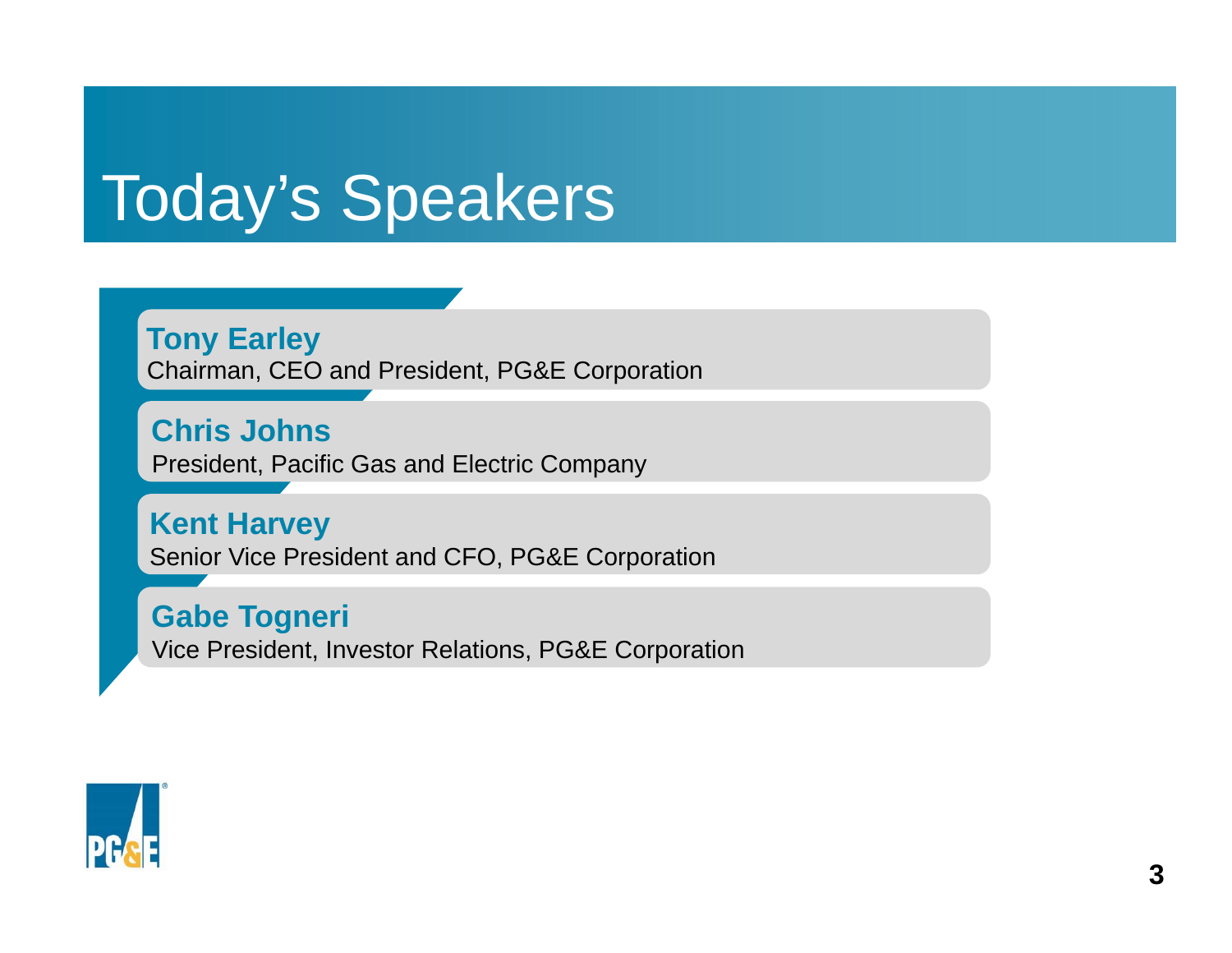# Today's Speakers

**Tony Earley**
Chairman, CEO and President, PG&E Corporation

**Chris Johns**
President, Pacific Gas and Electric Company

**Kent Harvey**
Senior Vice President and CFO, PG&E Corporation

**Gabe Togneri**
Vice President, Investor Relations, PG&E Corporation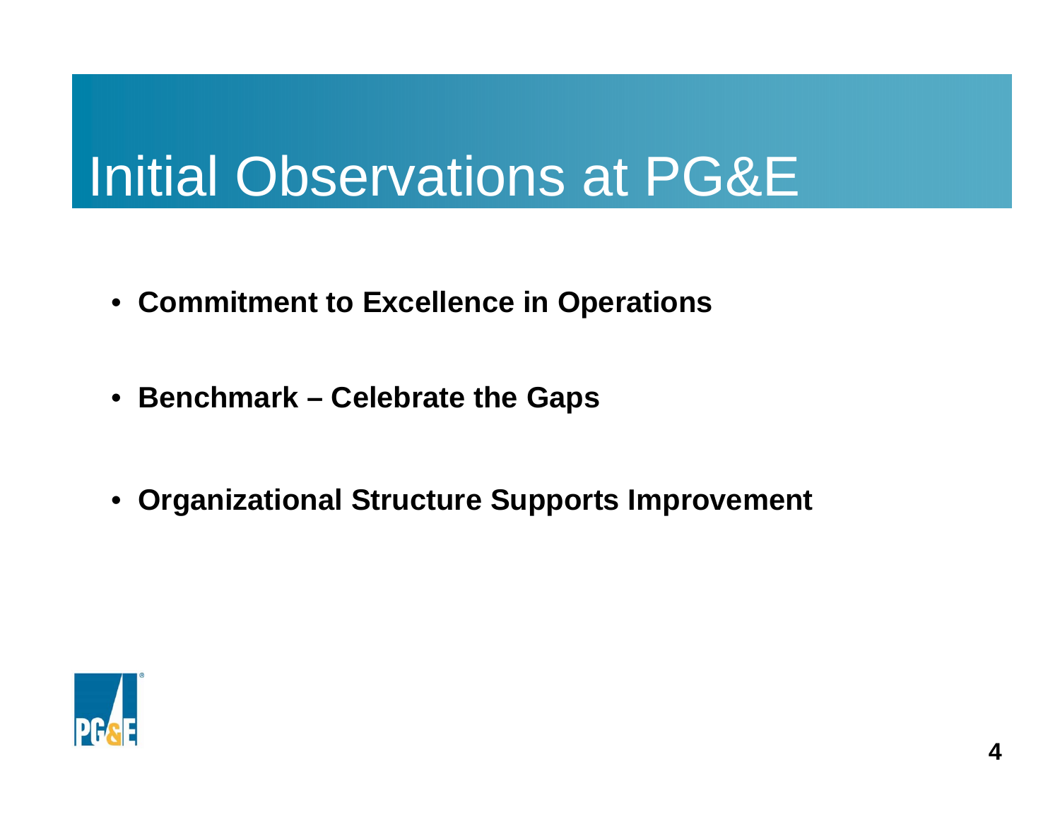# Initial Observations at PG&E

- **Commitment to Excellence in Operations**
- **Benchmark – Celebrate the Gaps**
- **Organizational Structure Supports Improvement**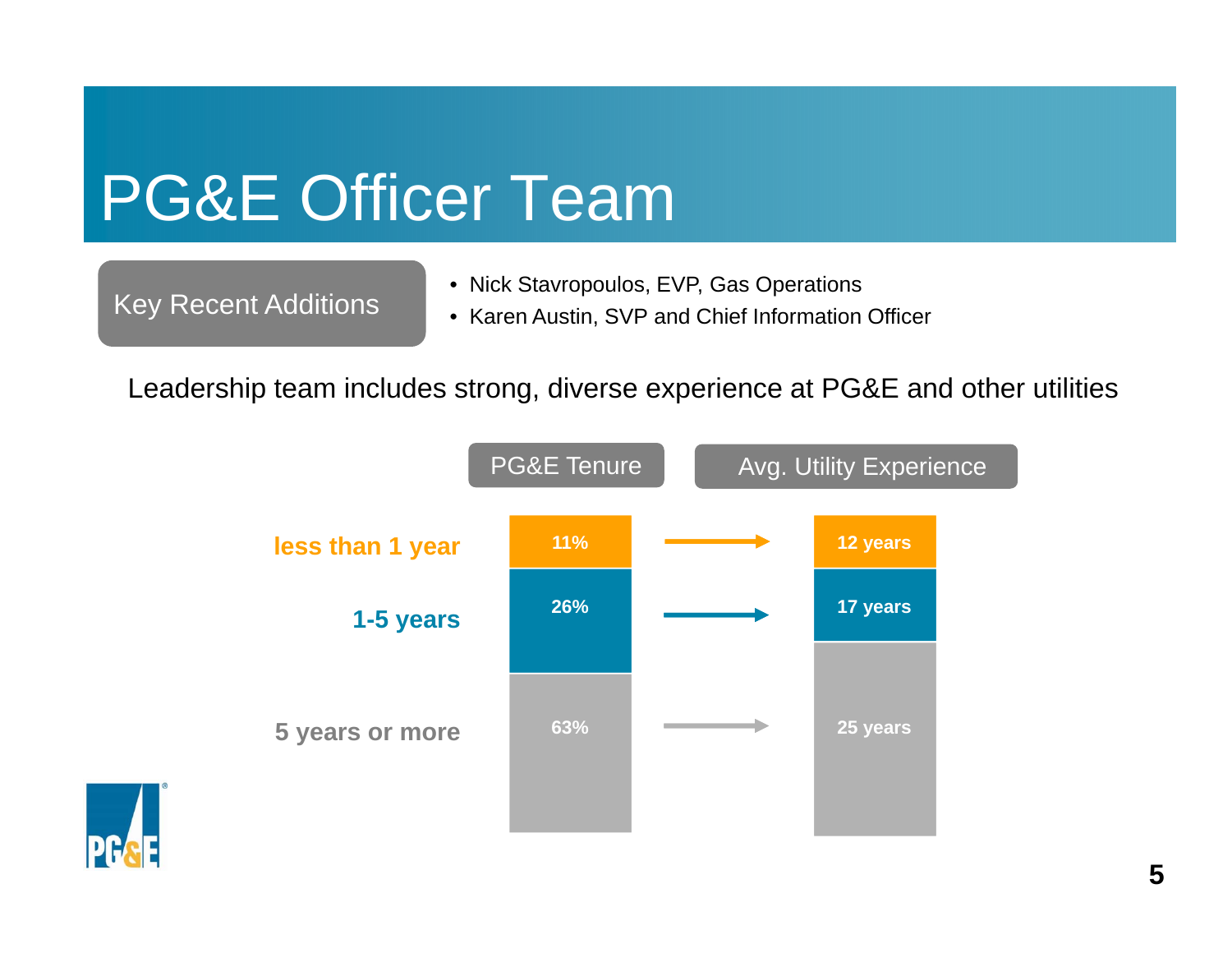# PG&E Officer Team

**Key Recent Additions**

- Nick Stavropoulos, EVP, Gas Operations
- Karen Austin, SVP and Chief Information Officer

Leadership team includes strong, diverse experience at PG&E and other utilities

| | PG&E Tenure | Avg. Utility Experience |
|---|---|---|
| less than 1 year | 11% | 12 years |
| 1-5 years | 26% | 17 years |
| 5 years or more | 63% | 25 years |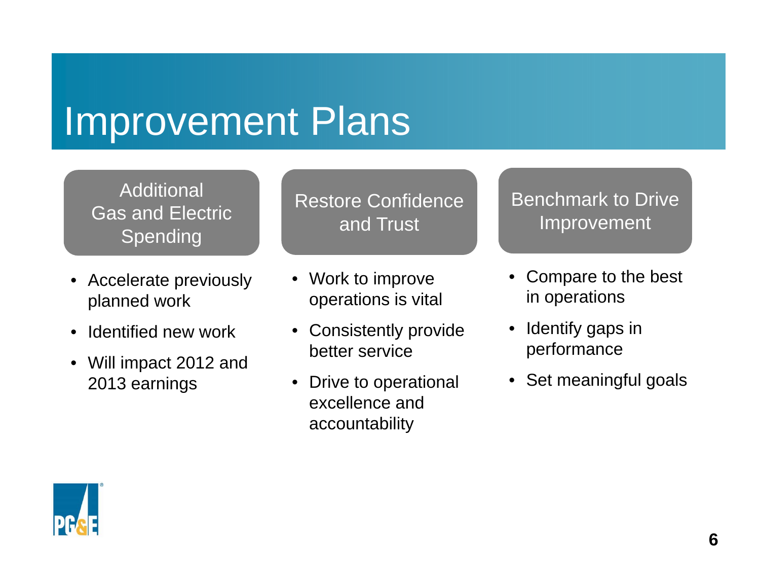# Improvement Plans

## Additional Gas and Electric Spending

- Accelerate previously planned work
- Identified new work
- Will impact 2012 and 2013 earnings

## Restore Confidence and Trust

- Work to improve operations is vital
- Consistently provide better service
- Drive to operational excellence and accountability

## Benchmark to Drive Improvement

- Compare to the best in operations
- Identify gaps in performance
- Set meaningful goals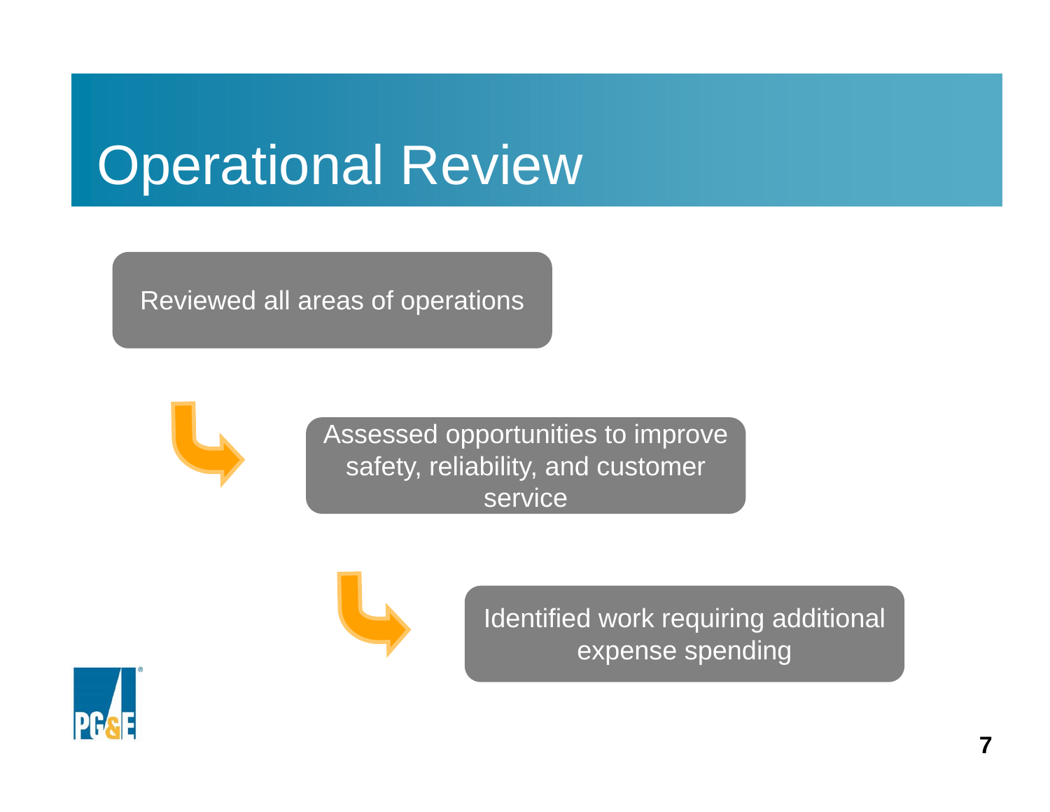# Operational Review

- Reviewed all areas of operations
- Assessed opportunities to improve safety, reliability, and customer service
- Identified work requiring additional expense spending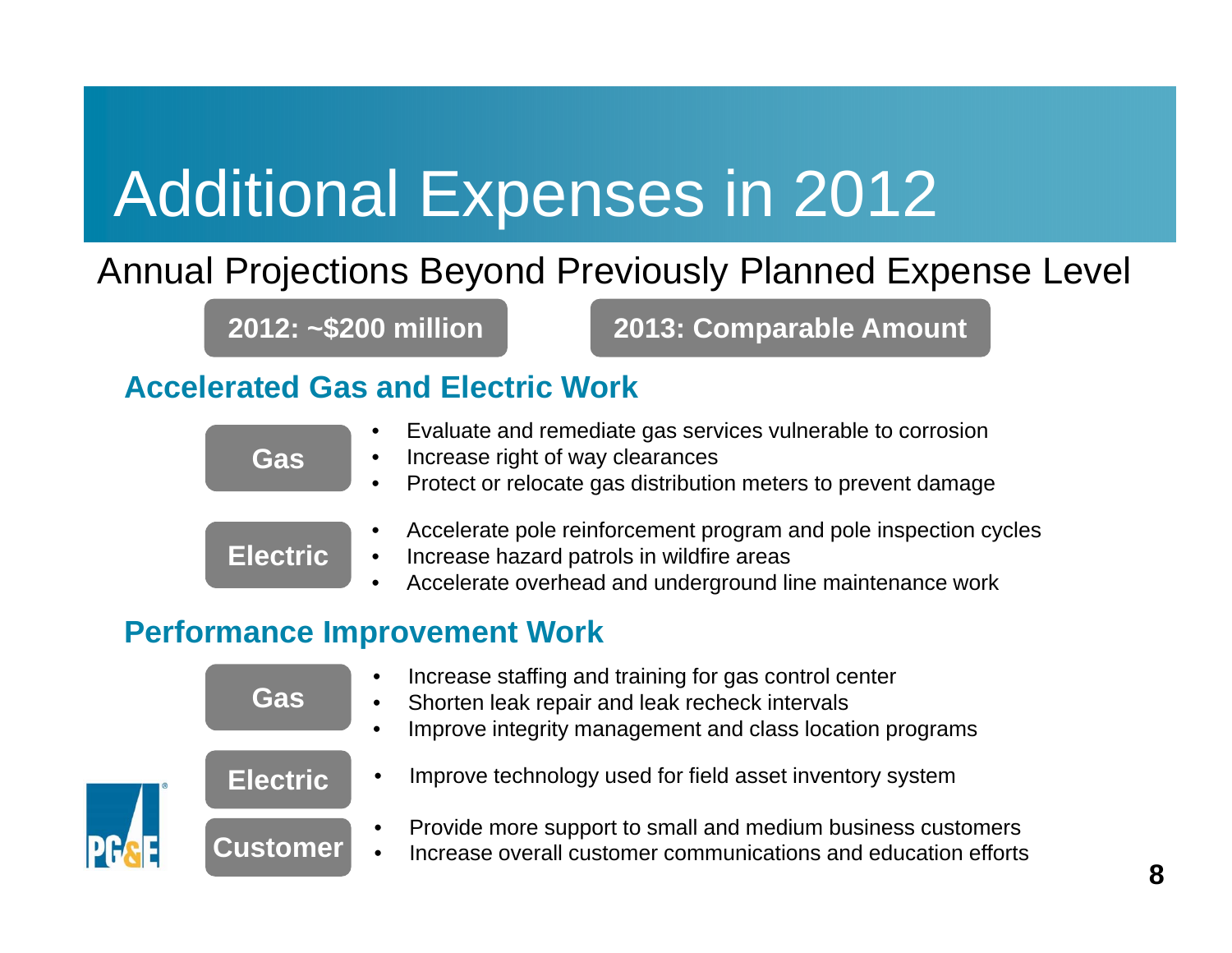# Additional Expenses in 2012

## Annual Projections Beyond Previously Planned Expense Level

**2012: ~$200 million** | **2013: Comparable Amount**

### Accelerated Gas and Electric Work

**Gas**

- Evaluate and remediate gas services vulnerable to corrosion
- Increase right of way clearances
- Protect or relocate gas distribution meters to prevent damage

**Electric**

- Accelerate pole reinforcement program and pole inspection cycles
- Increase hazard patrols in wildfire areas
- Accelerate overhead and underground line maintenance work

### Performance Improvement Work

**Gas**

- Increase staffing and training for gas control center
- Shorten leak repair and leak recheck intervals
- Improve integrity management and class location programs

**Electric**

- Improve technology used for field asset inventory system

**Customer**

- Provide more support to small and medium business customers
- Increase overall customer communications and education efforts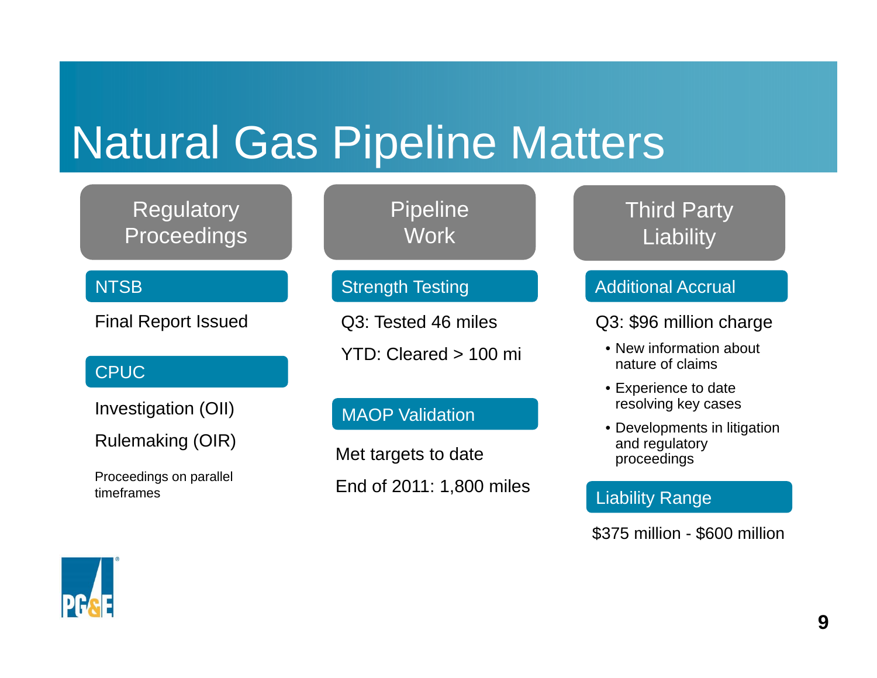# Natural Gas Pipeline Matters

## Regulatory Proceedings

### NTSB

Final Report Issued

### CPUC

Investigation (OII)

Rulemaking (OIR)

Proceedings on parallel timeframes

## Pipeline Work

### Strength Testing

Q3: Tested 46 miles

YTD: Cleared > 100 mi

### MAOP Validation

Met targets to date

End of 2011: 1,800 miles

## Third Party Liability

### Additional Accrual

Q3: $96 million charge

- New information about nature of claims
- Experience to date resolving key cases
- Developments in litigation and regulatory proceedings

### Liability Range

$375 million - $600 million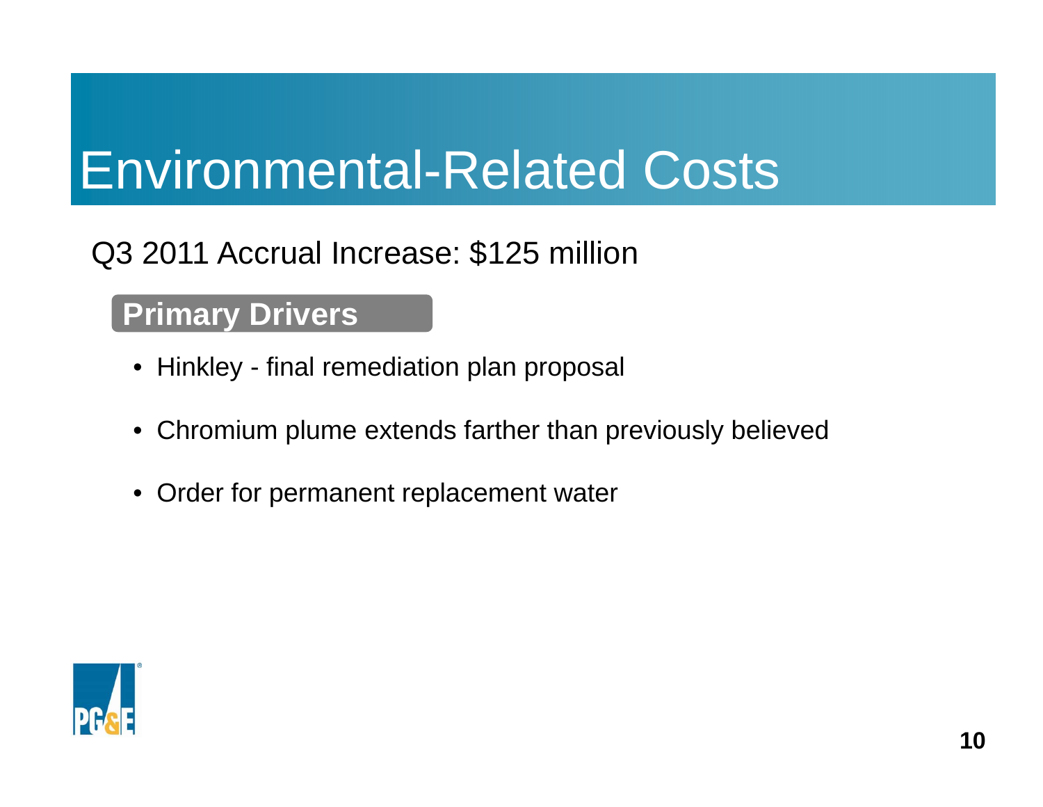# Environmental-Related Costs

Q3 2011 Accrual Increase: $125 million

**Primary Drivers**

- Hinkley - final remediation plan proposal
- Chromium plume extends farther than previously believed
- Order for permanent replacement water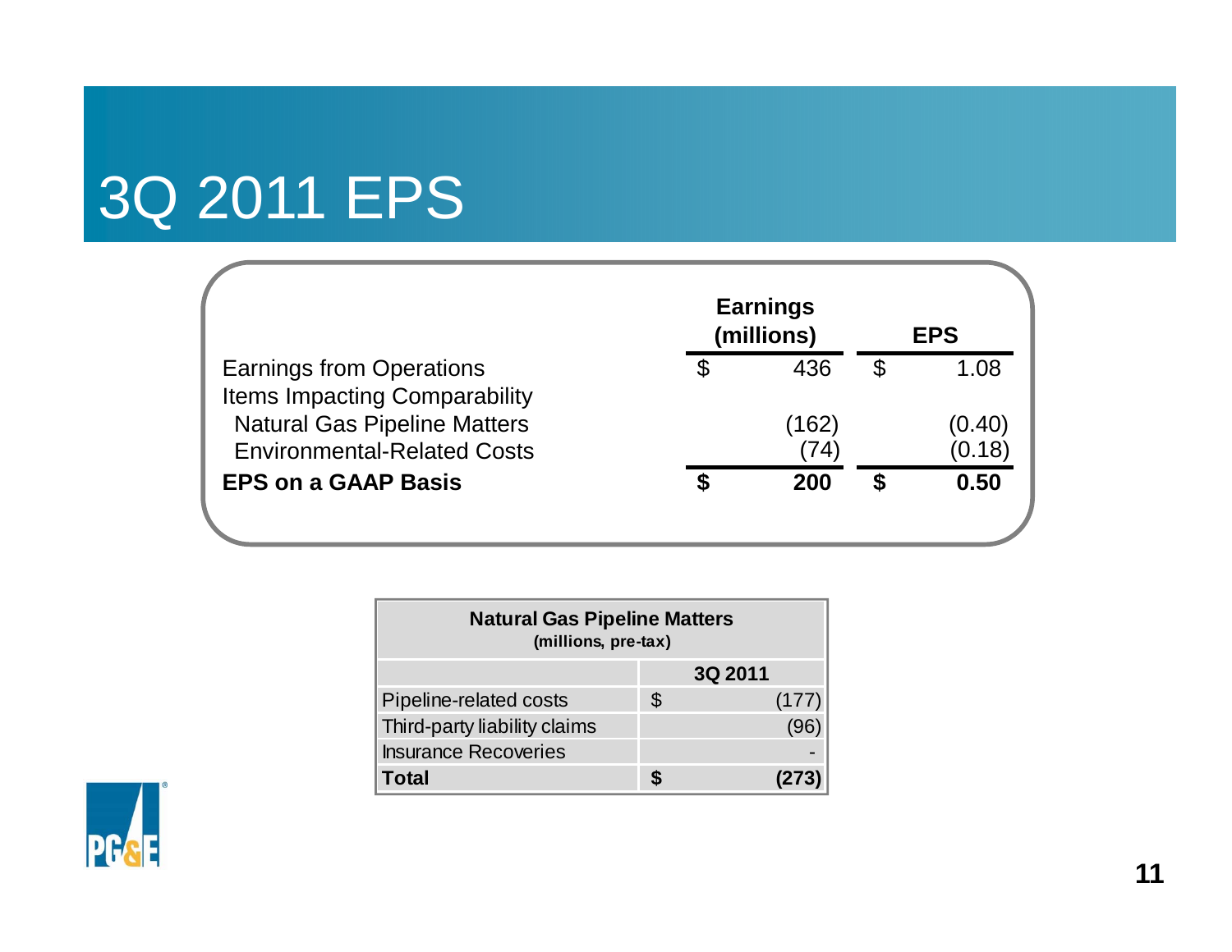# 3Q 2011 EPS

| | Earnings (millions) | EPS |
|---|---|---|
| Earnings from Operations | $ 436 | $ 1.08 |
| Items Impacting Comparability | | |
| Natural Gas Pipeline Matters | (162) | (0.40) |
| Environmental-Related Costs | (74) | (0.18) |
| **EPS on a GAAP Basis** | **$ 200** | **$ 0.50** |

| Natural Gas Pipeline Matters (millions, pre-tax) | 3Q 2011 |
|---|---|
| Pipeline-related costs | $ (177) |
| Third-party liability claims | (96) |
| Insurance Recoveries | - |
| **Total** | **$ (273)** |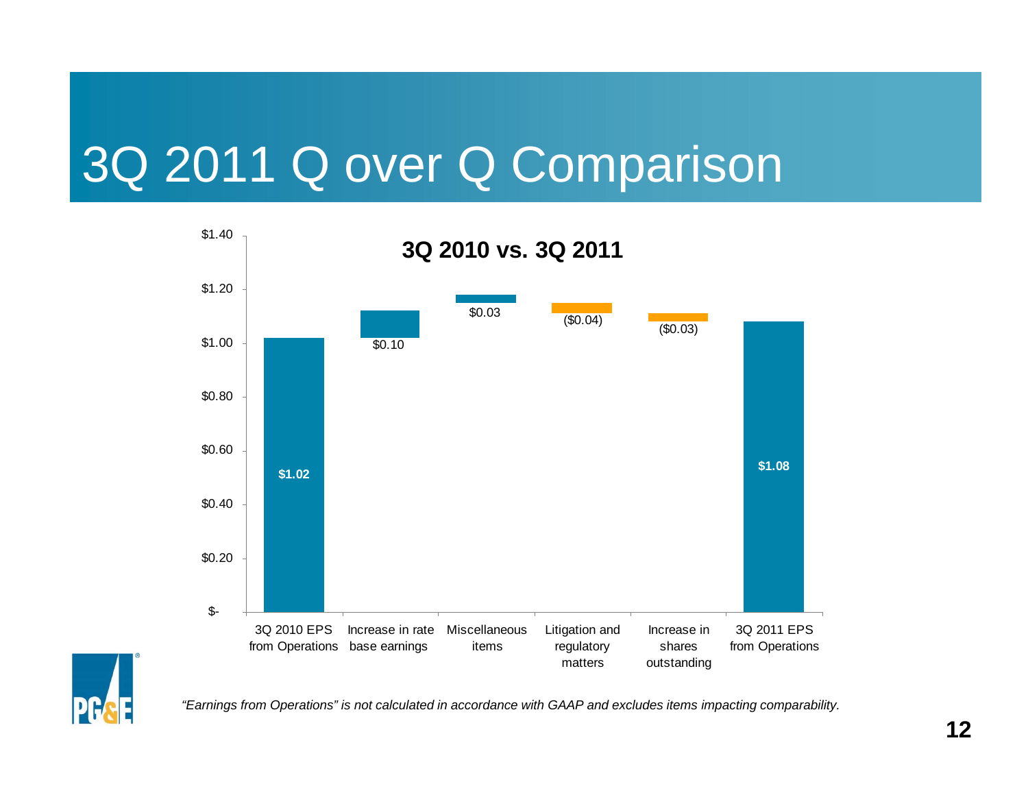# 3Q 2011 Q over Q Comparison

**3Q 2010 vs. 3Q 2011**

| | EPS |
|---|---|
| 3Q 2010 EPS from Operations | $1.02 |
| Increase in rate base earnings | $0.10 |
| Miscellaneous items | $0.03 |
| Litigation and regulatory matters | ($0.04) |
| Increase in shares outstanding | ($0.03) |
| 3Q 2011 EPS from Operations | $1.08 |

*"Earnings from Operations" is not calculated in accordance with GAAP and excludes items impacting comparability.*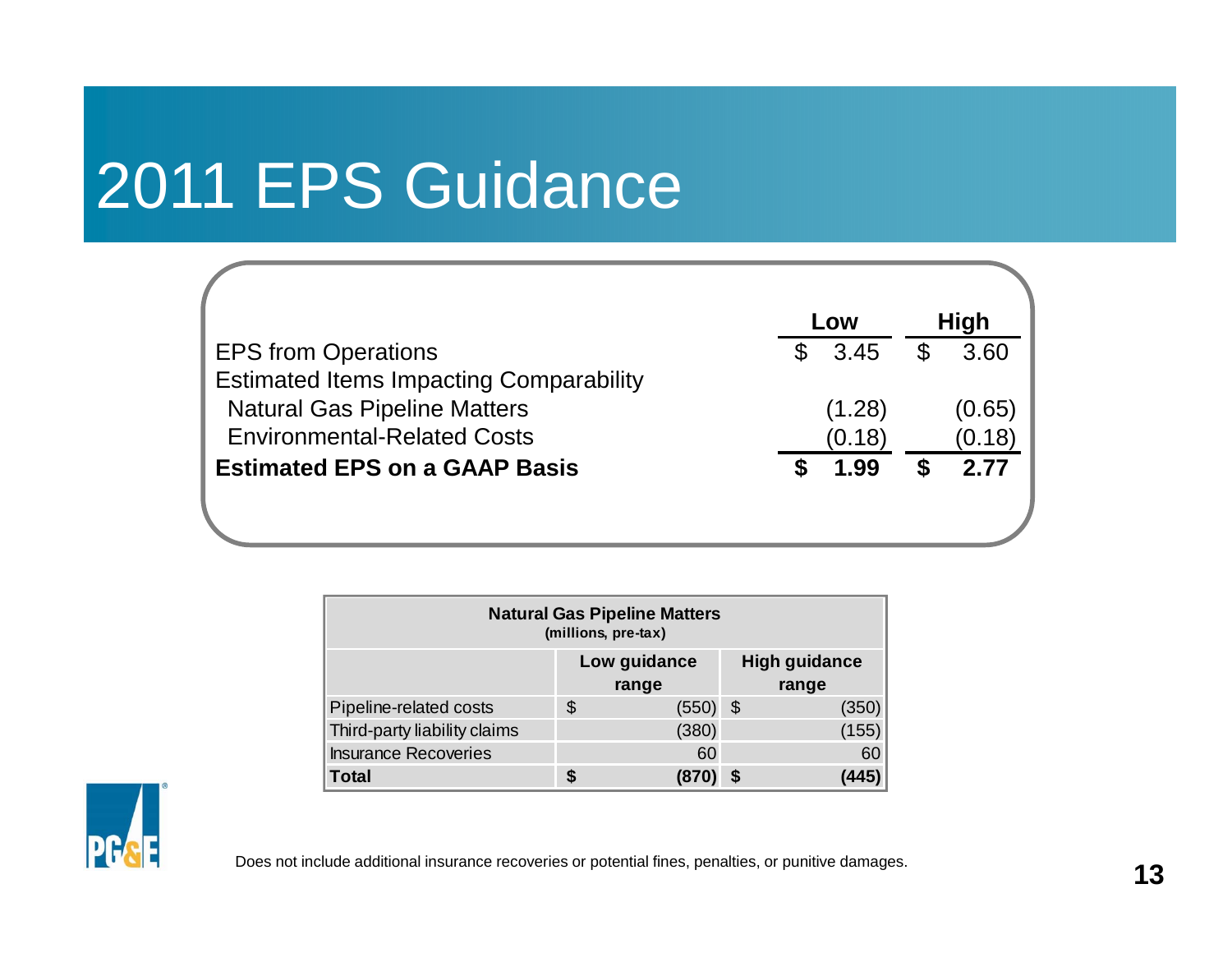# 2011 EPS Guidance

| | Low | High |
|---|---|---|
| EPS from Operations | $ 3.45 | $ 3.60 |
| Estimated Items Impacting Comparability | | |
| Natural Gas Pipeline Matters | (1.28) | (0.65) |
| Environmental-Related Costs | (0.18) | (0.18) |
| **Estimated EPS on a GAAP Basis** | **$ 1.99** | **$ 2.77** |

| **Natural Gas Pipeline Matters** (millions, pre-tax) | | |
|---|---|---|
| | **Low guidance range** | **High guidance range** |
| Pipeline-related costs | $ (550) | $ (350) |
| Third-party liability claims | (380) | (155) |
| Insurance Recoveries | 60 | 60 |
| **Total** | **$ (870)** | **$ (445)** |

Does not include additional insurance recoveries or potential fines, penalties, or punitive damages.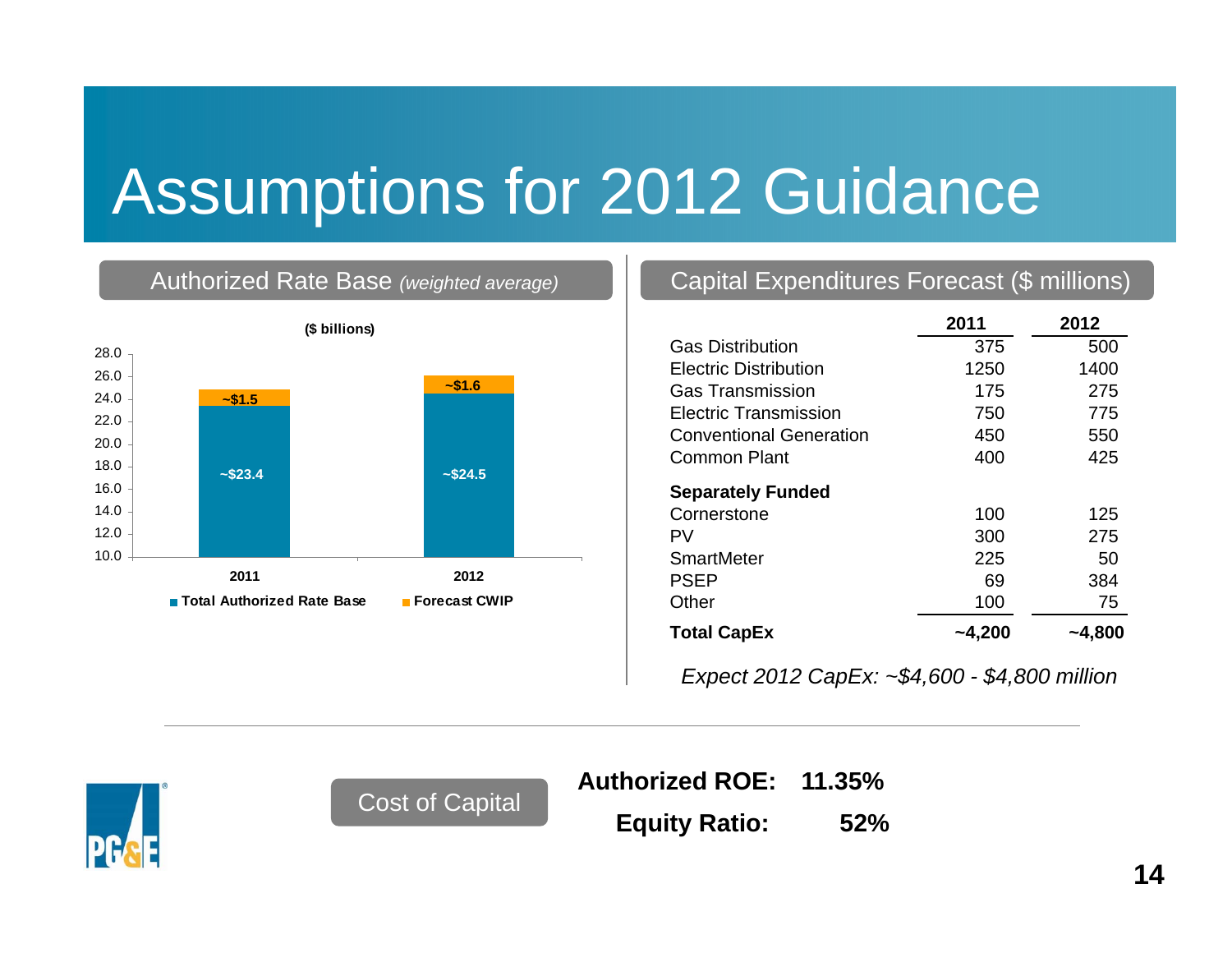# Assumptions for 2012 Guidance

## Authorized Rate Base *(weighted average)*

($ billions)

| | Total Authorized Rate Base | Forecast CWIP |
|---|---|---|
| 2011 | ~$23.4 | ~$1.5 |
| 2012 | ~$24.5 | ~$1.6 |

## Capital Expenditures Forecast ($ millions)

| | 2011 | 2012 |
|---|---|---|
| Gas Distribution | 375 | 500 |
| Electric Distribution | 1250 | 1400 |
| Gas Transmission | 175 | 275 |
| Electric Transmission | 750 | 775 |
| Conventional Generation | 450 | 550 |
| Common Plant | 400 | 425 |
| **Separately Funded** | | |
| Cornerstone | 100 | 125 |
| PV | 300 | 275 |
| SmartMeter | 225 | 50 |
| PSEP | 69 | 384 |
| Other | 100 | 75 |
| **Total CapEx** | **~4,200** | **~4,800** |

*Expect 2012 CapEx: ~$4,600 - $4,800 million*

## Cost of Capital

**Authorized ROE: 11.35%**

**Equity Ratio: 52%**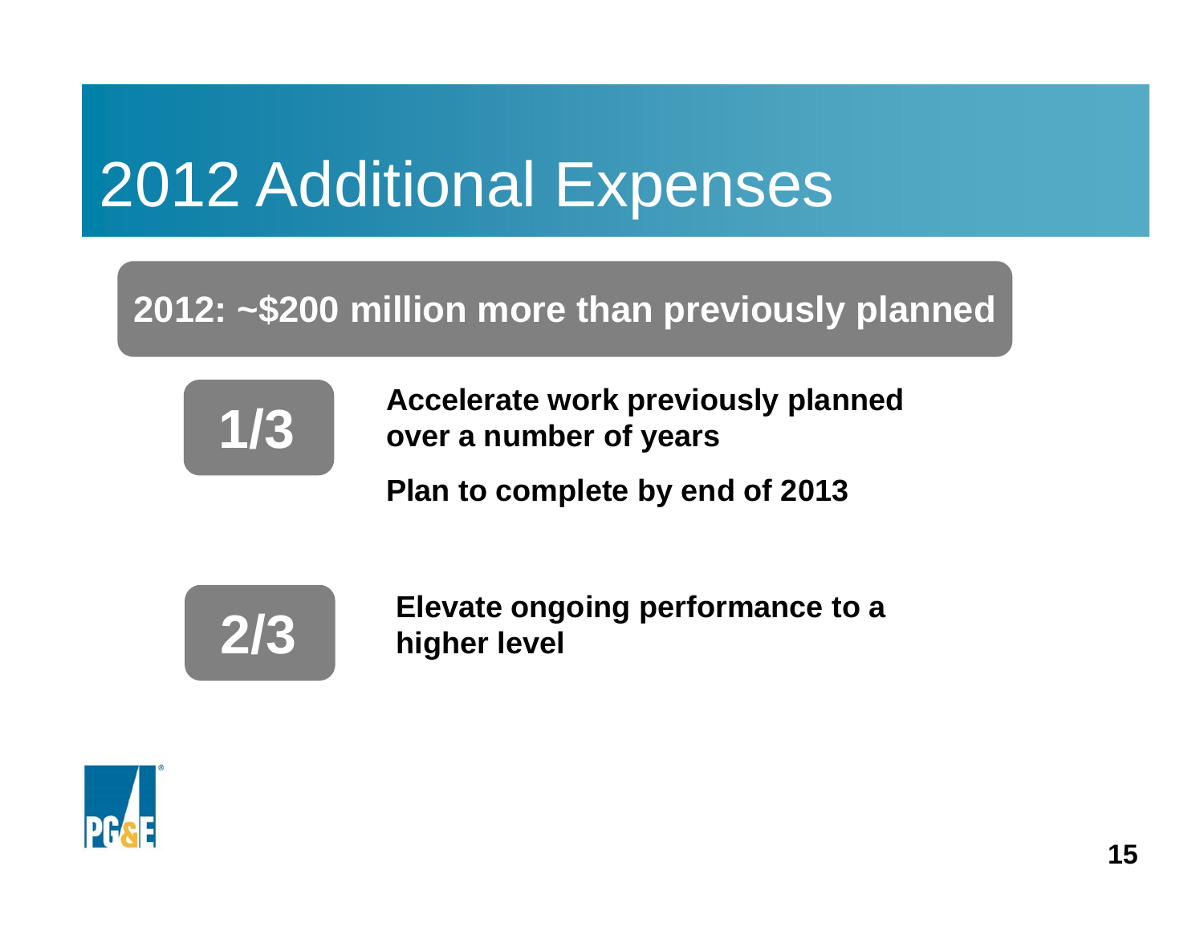# 2012 Additional Expenses

**2012: ~$200 million more than previously planned**

**1/3**

**Accelerate work previously planned over a number of years**

**Plan to complete by end of 2013**

**2/3**

**Elevate ongoing performance to a higher level**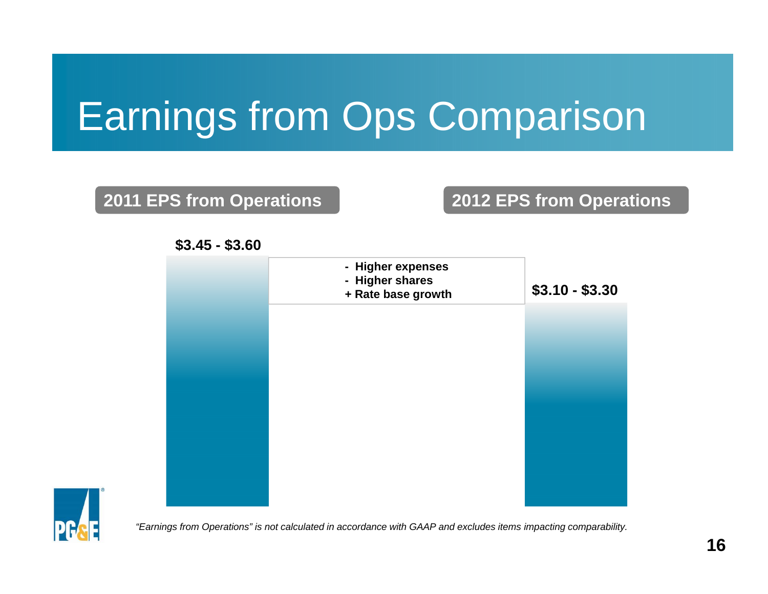# Earnings from Ops Comparison

**2011 EPS from Operations**

**$3.45 - $3.60**

- **Higher expenses**
- **Higher shares**
- **+ Rate base growth**

**2012 EPS from Operations**

**$3.10 - $3.30**

*"Earnings from Operations" is not calculated in accordance with GAAP and excludes items impacting comparability.*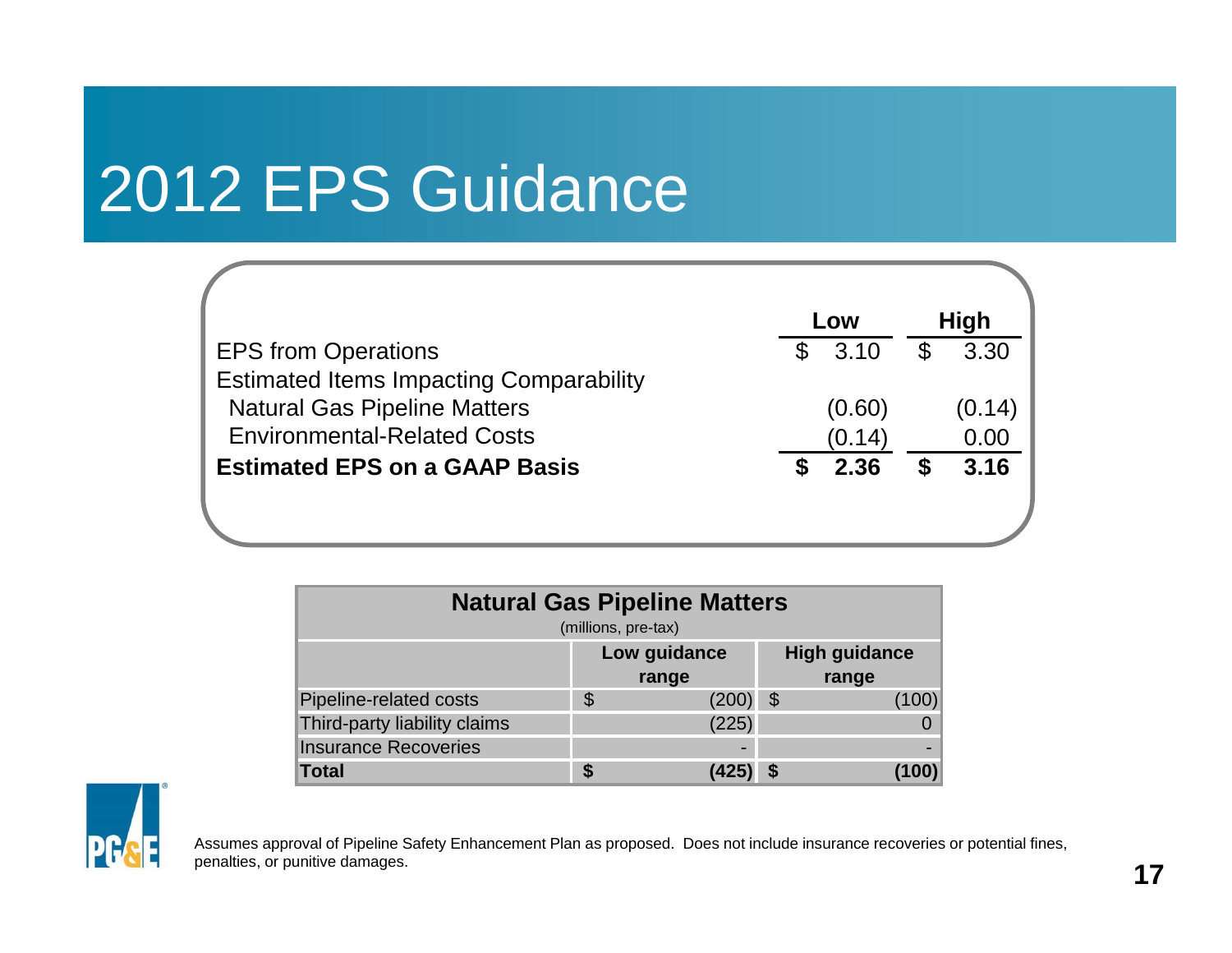# 2012 EPS Guidance

| | Low | High |
|---|---|---|
| EPS from Operations | $ 3.10 | $ 3.30 |
| Estimated Items Impacting Comparability | | |
| Natural Gas Pipeline Matters | (0.60) | (0.14) |
| Environmental-Related Costs | (0.14) | 0.00 |
| **Estimated EPS on a GAAP Basis** | **$ 2.36** | **$ 3.16** |

| **Natural Gas Pipeline Matters** (millions, pre-tax) | | |
|---|---|---|
| | **Low guidance range** | **High guidance range** |
| Pipeline-related costs | $ (200) | $ (100) |
| Third-party liability claims | (225) | 0 |
| Insurance Recoveries | - | - |
| **Total** | **$ (425)** | **$ (100)** |

Assumes approval of Pipeline Safety Enhancement Plan as proposed. Does not include insurance recoveries or potential fines, penalties, or punitive damages.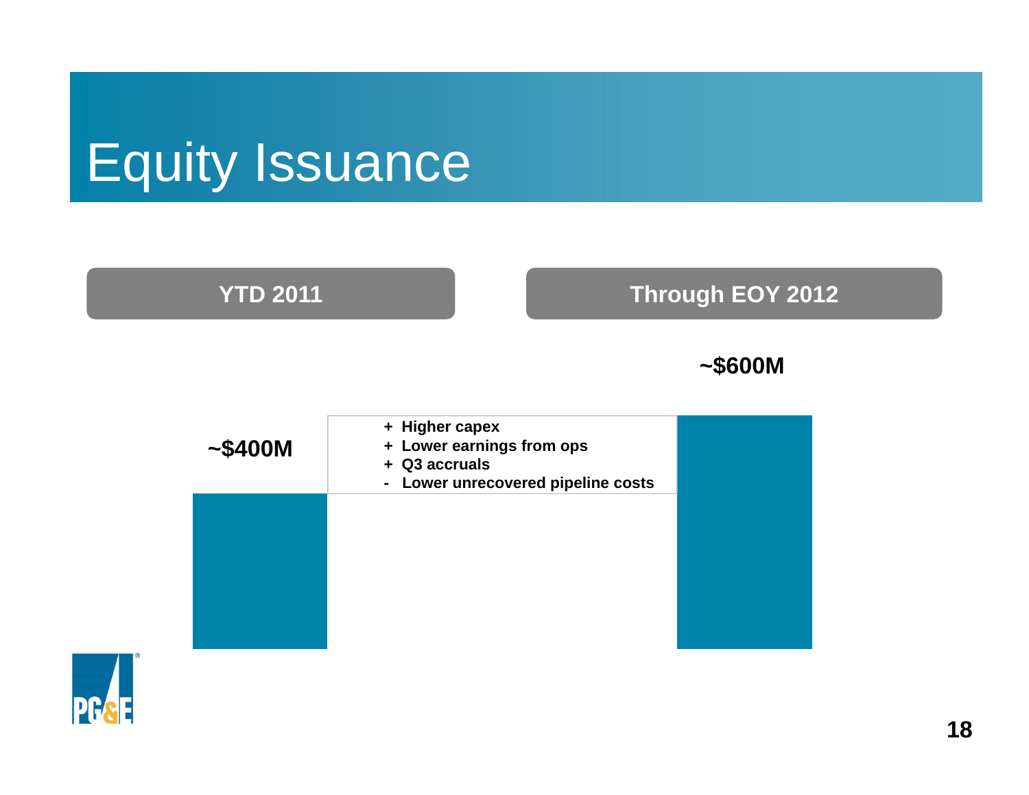# Equity Issuance

**YTD 2011**

**Through EOY 2012**

**~$400M**

- **+ Higher capex**
- **+ Lower earnings from ops**
- **+ Q3 accruals**
- **- Lower unrecovered pipeline costs**

**~$600M**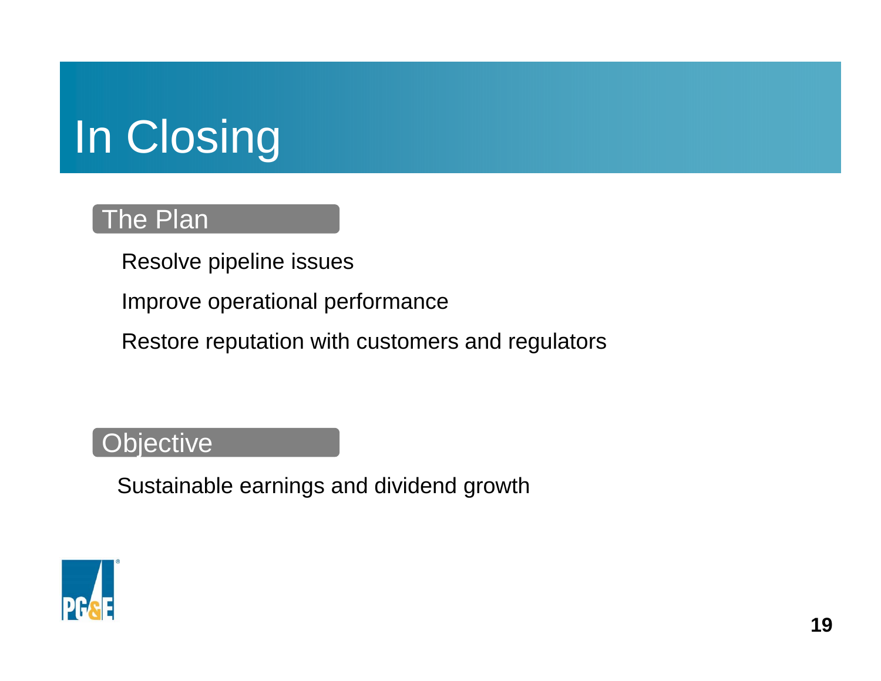# In Closing

## The Plan

Resolve pipeline issues

Improve operational performance

Restore reputation with customers and regulators

## Objective

Sustainable earnings and dividend growth